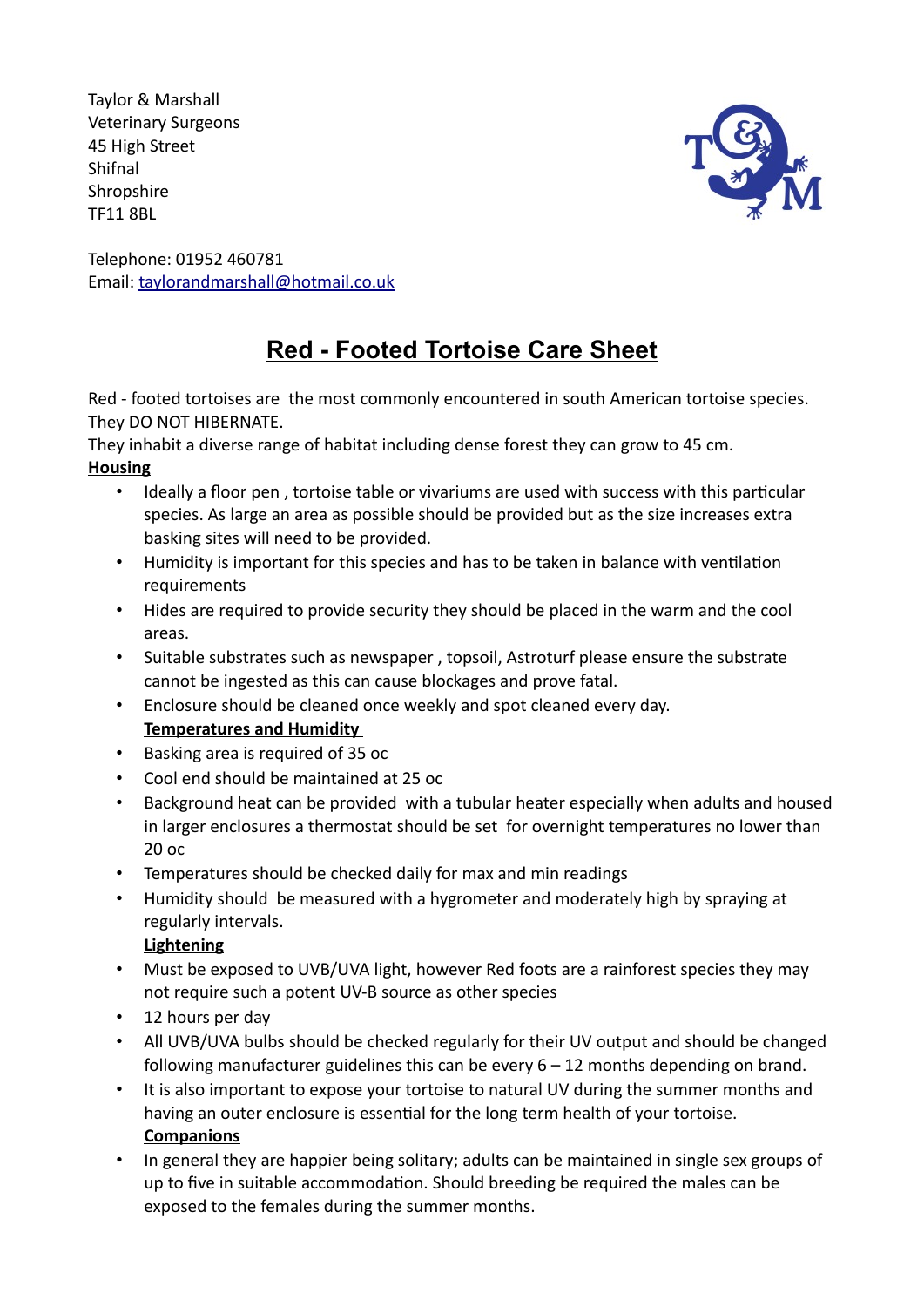Taylor & Marshall
Veterinary Surgeons
45 High Street
Shifnal
Shropshire
TF11 8BL

Telephone: 01952 460781
Email: [taylorandmarshall@hotmail.co.uk](mailto:taylorandmarshall@hotmail.co.uk)

# Red - Footed Tortoise Care Sheet

Red - footed tortoises are the most commonly encountered in south American tortoise species. They DO NOT HIBERNATE.

They inhabit a diverse range of habitat including dense forest they can grow to 45 cm.

**Housing**

- Ideally a floor pen , tortoise table or vivariums are used with success with this particular species. As large an area as possible should be provided but as the size increases extra basking sites will need to be provided.
- Humidity is important for this species and has to be taken in balance with ventilation requirements
- Hides are required to provide security they should be placed in the warm and the cool areas.
- Suitable substrates such as newspaper , topsoil, Astroturf please ensure the substrate cannot be ingested as this can cause blockages and prove fatal.
- Enclosure should be cleaned once weekly and spot cleaned every day.

**Temperatures and Humidity**

- Basking area is required of 35 oc
- Cool end should be maintained at 25 oc
- Background heat can be provided with a tubular heater especially when adults and housed in larger enclosures a thermostat should be set for overnight temperatures no lower than 20 oc
- Temperatures should be checked daily for max and min readings
- Humidity should be measured with a hygrometer and moderately high by spraying at regularly intervals.

**Lightening**

- Must be exposed to UVB/UVA light, however Red foots are a rainforest species they may not require such a potent UV-B source as other species
- 12 hours per day
- All UVB/UVA bulbs should be checked regularly for their UV output and should be changed following manufacturer guidelines this can be every 6 – 12 months depending on brand.
- It is also important to expose your tortoise to natural UV during the summer months and having an outer enclosure is essential for the long term health of your tortoise.

**Companions**

- In general they are happier being solitary; adults can be maintained in single sex groups of up to five in suitable accommodation. Should breeding be required the males can be exposed to the females during the summer months.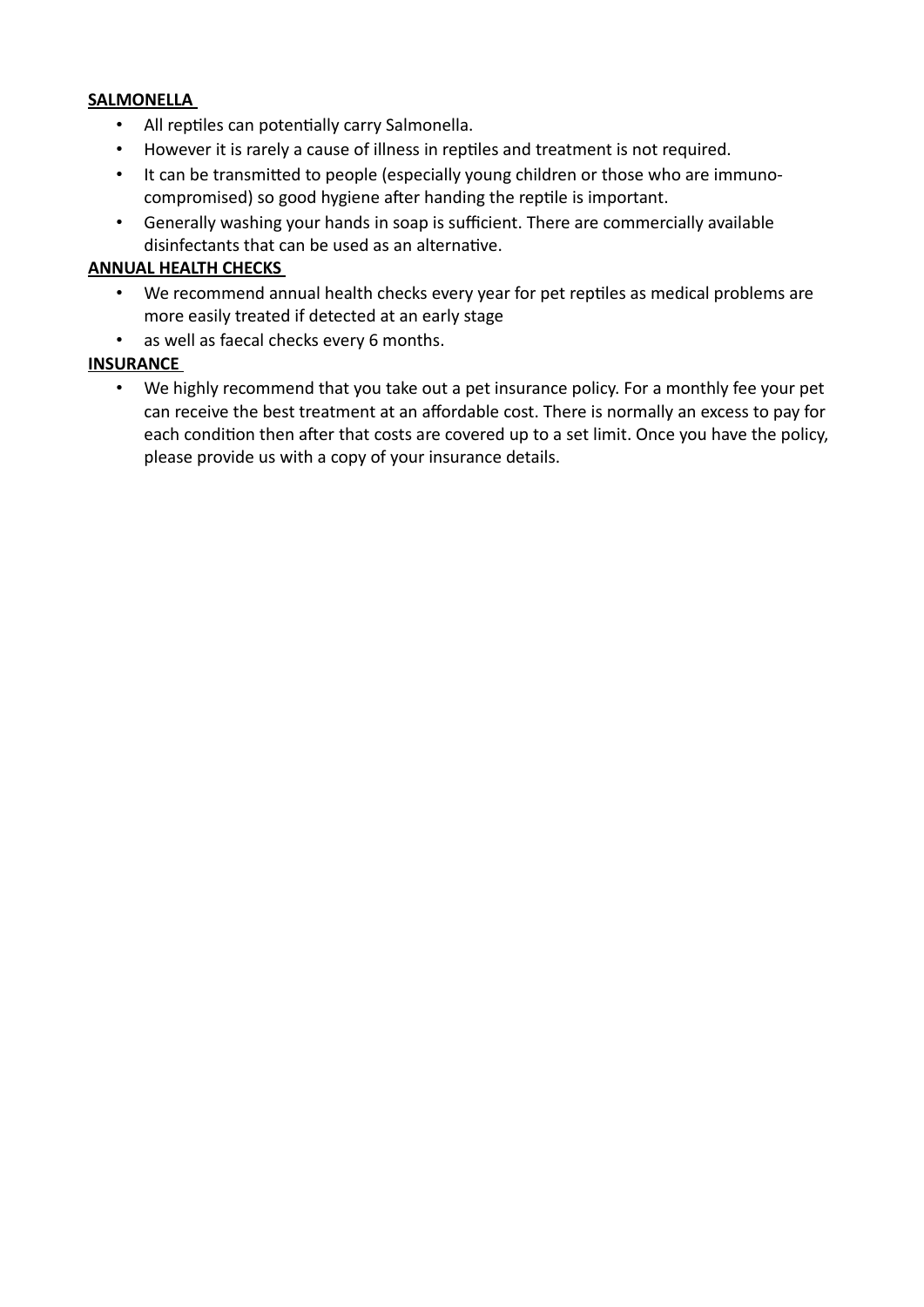**SALMONELLA**

- All reptiles can potentially carry Salmonella.
- However it is rarely a cause of illness in reptiles and treatment is not required.
- It can be transmitted to people (especially young children or those who are immuno-compromised) so good hygiene after handing the reptile is important.
- Generally washing your hands in soap is sufficient. There are commercially available disinfectants that can be used as an alternative.

**ANNUAL HEALTH CHECKS**

- We recommend annual health checks every year for pet reptiles as medical problems are more easily treated if detected at an early stage
- as well as faecal checks every 6 months.

**INSURANCE**

- We highly recommend that you take out a pet insurance policy. For a monthly fee your pet can receive the best treatment at an affordable cost. There is normally an excess to pay for each condition then after that costs are covered up to a set limit. Once you have the policy, please provide us with a copy of your insurance details.